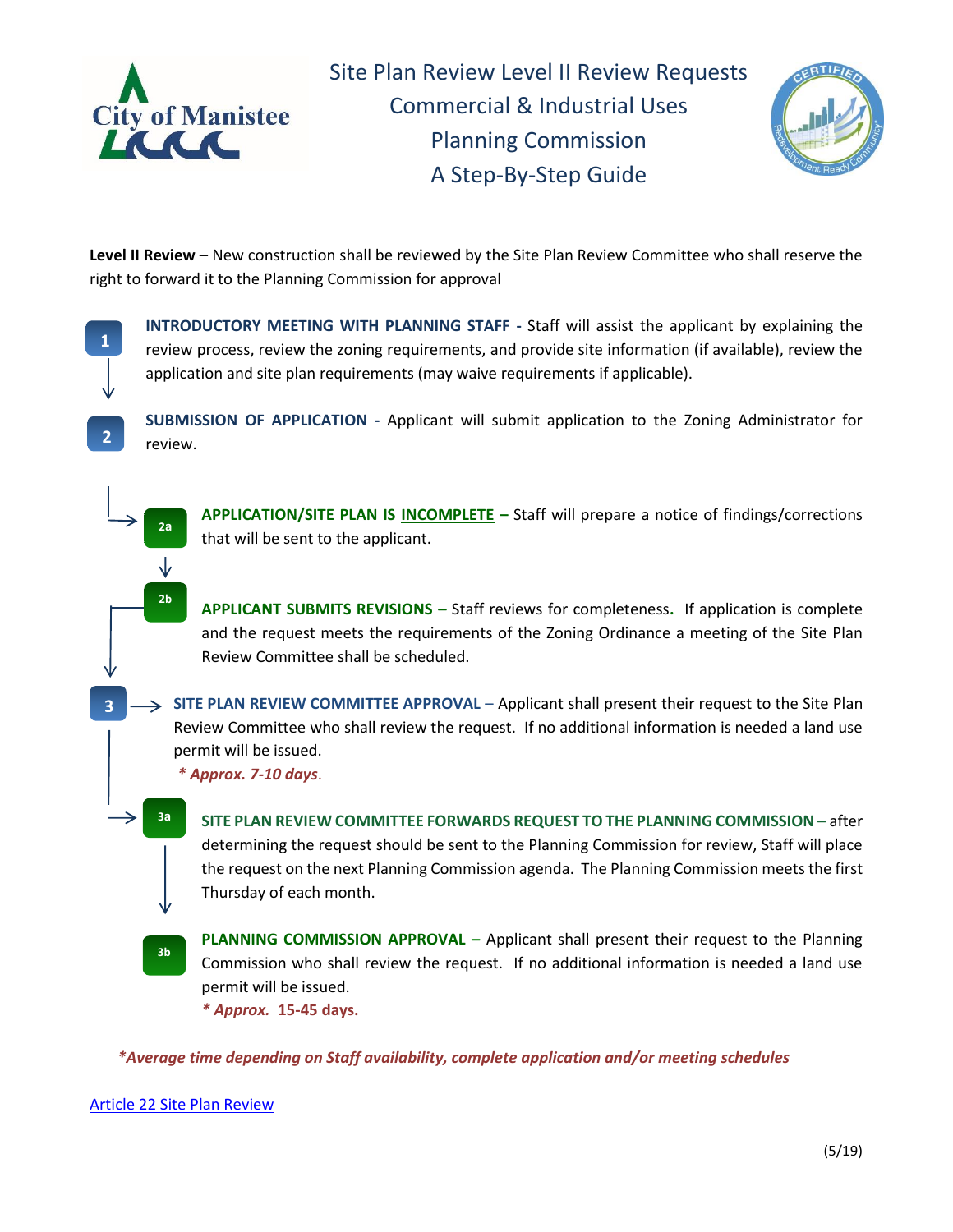# Site Plan Review Level II Review Requests
## Commercial & Industrial Uses
## Planning Commission
## A Step-By-Step Guide

**Level II Review** – New construction shall be reviewed by the Site Plan Review Committee who shall reserve the right to forward it to the Planning Commission for approval

**1** **INTRODUCTORY MEETING WITH PLANNING STAFF -** Staff will assist the applicant by explaining the review process, review the zoning requirements, and provide site information (if available), review the application and site plan requirements (may waive requirements if applicable).

**2** **SUBMISSION OF APPLICATION -** Applicant will submit application to the Zoning Administrator for review.

**2a** **APPLICATION/SITE PLAN IS INCOMPLETE –** Staff will prepare a notice of findings/corrections that will be sent to the applicant.

**2b** **APPLICANT SUBMITS REVISIONS –** Staff reviews for completeness**.** If application is complete and the request meets the requirements of the Zoning Ordinance a meeting of the Site Plan Review Committee shall be scheduled.

**3** **SITE PLAN REVIEW COMMITTEE APPROVAL** – Applicant shall present their request to the Site Plan Review Committee who shall review the request. If no additional information is needed a land use permit will be issued.

***\* Approx. 7-10 days**.*

**3a** **SITE PLAN REVIEW COMMITTEE FORWARDS REQUEST TO THE PLANNING COMMISSION –** after determining the request should be sent to the Planning Commission for review, Staff will place the request on the next Planning Commission agenda. The Planning Commission meets the first Thursday of each month.

**3b** **PLANNING COMMISSION APPROVAL –** Applicant shall present their request to the Planning Commission who shall review the request. If no additional information is needed a land use permit will be issued.

***\* Approx. 15-45 days.***

***\*Average time depending on Staff availability, complete application and/or meeting schedules***

Article 22 Site Plan Review

(5/19)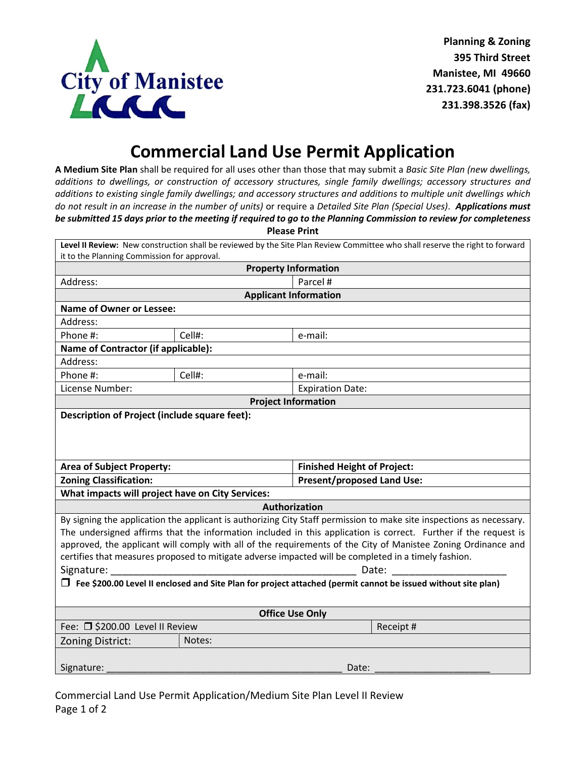City of Manistee

**Planning & Zoning**
**395 Third Street**
**Manistee, MI 49660**
**231.723.6041 (phone)**
**231.398.3526 (fax)**

# Commercial Land Use Permit Application

**A Medium Site Plan** shall be required for all uses other than those that may submit a *Basic Site Plan (new dwellings, additions to dwellings, or construction of accessory structures, single family dwellings; accessory structures and additions to existing single family dwellings; and accessory structures and additions to multiple unit dwellings which do not result in an increase in the number of units)* or require a *Detailed Site Plan (Special Uses)*. ***Applications must be submitted 15 days prior to the meeting if required to go to the Planning Commission to review for completeness***

**Please Print**

**Level II Review:** New construction shall be reviewed by the Site Plan Review Committee who shall reserve the right to forward it to the Planning Commission for approval.

| **Property Information** | | |
|---|---|---|
| Address: | | Parcel # |
| **Applicant Information** | | |
| **Name of Owner or Lessee:** | | |
| Address: | | |
| Phone #: | Cell#: | e-mail: |
| **Name of Contractor (if applicable):** | | |
| Address: | | |
| Phone #: | Cell#: | e-mail: |
| License Number: | | Expiration Date: |
| **Project Information** | | |
| **Description of Project (include square feet):** | | |
| **Area of Subject Property:** | | **Finished Height of Project:** |
| **Zoning Classification:** | | **Present/proposed Land Use:** |
| **What impacts will project have on City Services:** | | |

**Authorization**

By signing the application the applicant is authorizing City Staff permission to make site inspections as necessary. The undersigned affirms that the information included in this application is correct. Further if the request is approved, the applicant will comply with all of the requirements of the City of Manistee Zoning Ordinance and certifies that measures proposed to mitigate adverse impacted will be completed in a timely fashion.

Signature: ____________________________________________ Date: ____________________

❒ **Fee $200.00 Level II enclosed and Site Plan for project attached (permit cannot be issued without site plan)**

| **Office Use Only** | | |
|---|---|---|
| Fee: ❒ $200.00 Level II Review | | Receipt # |
| Zoning District: | Notes: | |

Signature: ____________________________________________ Date: ____________________

Commercial Land Use Permit Application/Medium Site Plan Level II Review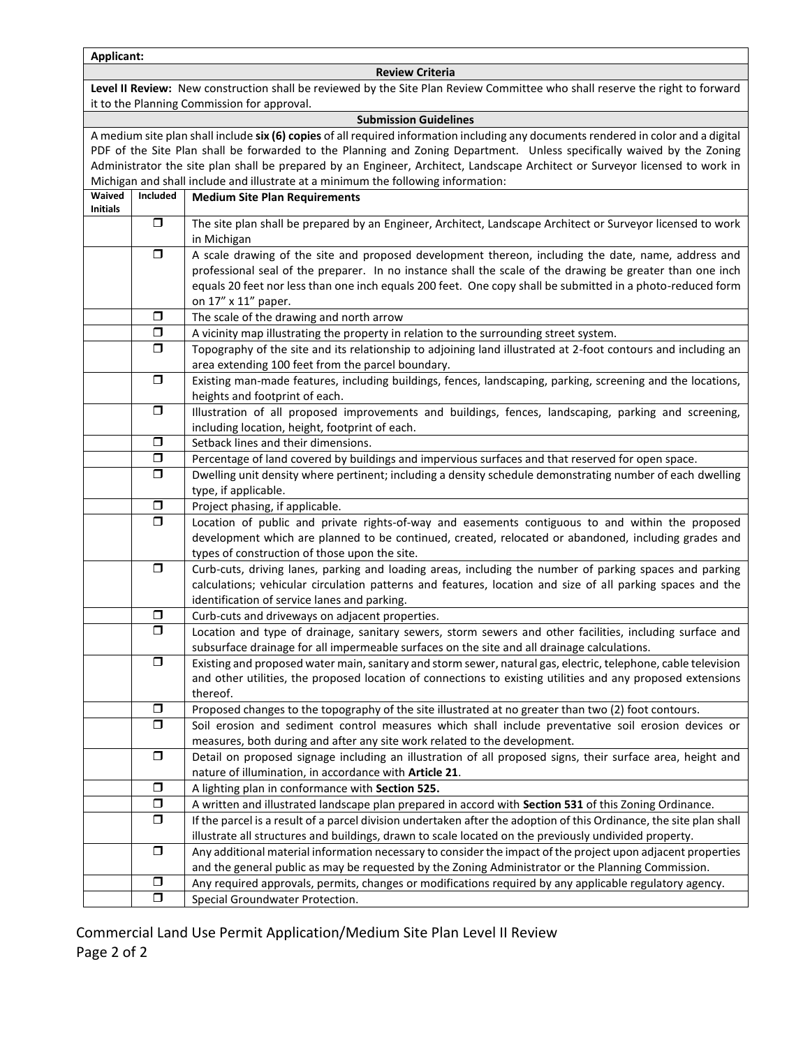**Applicant:**

**Review Criteria**

**Level II Review:** New construction shall be reviewed by the Site Plan Review Committee who shall reserve the right to forward it to the Planning Commission for approval.

**Submission Guidelines**

A medium site plan shall include **six (6) copies** of all required information including any documents rendered in color and a digital PDF of the Site Plan shall be forwarded to the Planning and Zoning Department. Unless specifically waived by the Zoning Administrator the site plan shall be prepared by an Engineer, Architect, Landscape Architect or Surveyor licensed to work in Michigan and shall include and illustrate at a minimum the following information:

| Waived Initials | Included | Medium Site Plan Requirements |
|---|---|---|
| | ❐ | The site plan shall be prepared by an Engineer, Architect, Landscape Architect or Surveyor licensed to work in Michigan |
| | ❐ | A scale drawing of the site and proposed development thereon, including the date, name, address and professional seal of the preparer. In no instance shall the scale of the drawing be greater than one inch equals 20 feet nor less than one inch equals 200 feet. One copy shall be submitted in a photo-reduced form on 17" x 11" paper. |
| | ❐ | The scale of the drawing and north arrow |
| | ❐ | A vicinity map illustrating the property in relation to the surrounding street system. |
| | ❐ | Topography of the site and its relationship to adjoining land illustrated at 2-foot contours and including an area extending 100 feet from the parcel boundary. |
| | ❐ | Existing man-made features, including buildings, fences, landscaping, parking, screening and the locations, heights and footprint of each. |
| | ❐ | Illustration of all proposed improvements and buildings, fences, landscaping, parking and screening, including location, height, footprint of each. |
| | ❐ | Setback lines and their dimensions. |
| | ❐ | Percentage of land covered by buildings and impervious surfaces and that reserved for open space. |
| | ❐ | Dwelling unit density where pertinent; including a density schedule demonstrating number of each dwelling type, if applicable. |
| | ❐ | Project phasing, if applicable. |
| | ❐ | Location of public and private rights-of-way and easements contiguous to and within the proposed development which are planned to be continued, created, relocated or abandoned, including grades and types of construction of those upon the site. |
| | ❐ | Curb-cuts, driving lanes, parking and loading areas, including the number of parking spaces and parking calculations; vehicular circulation patterns and features, location and size of all parking spaces and the identification of service lanes and parking. |
| | ❐ | Curb-cuts and driveways on adjacent properties. |
| | ❐ | Location and type of drainage, sanitary sewers, storm sewers and other facilities, including surface and subsurface drainage for all impermeable surfaces on the site and all drainage calculations. |
| | ❐ | Existing and proposed water main, sanitary and storm sewer, natural gas, electric, telephone, cable television and other utilities, the proposed location of connections to existing utilities and any proposed extensions thereof. |
| | ❐ | Proposed changes to the topography of the site illustrated at no greater than two (2) foot contours. |
| | ❐ | Soil erosion and sediment control measures which shall include preventative soil erosion devices or measures, both during and after any site work related to the development. |
| | ❐ | Detail on proposed signage including an illustration of all proposed signs, their surface area, height and nature of illumination, in accordance with **Article 21**. |
| | ❐ | A lighting plan in conformance with **Section 525.** |
| | ❐ | A written and illustrated landscape plan prepared in accord with **Section 531** of this Zoning Ordinance. |
| | ❐ | If the parcel is a result of a parcel division undertaken after the adoption of this Ordinance, the site plan shall illustrate all structures and buildings, drawn to scale located on the previously undivided property. |
| | ❐ | Any additional material information necessary to consider the impact of the project upon adjacent properties and the general public as may be requested by the Zoning Administrator or the Planning Commission. |
| | ❐ | Any required approvals, permits, changes or modifications required by any applicable regulatory agency. |
| | ❐ | Special Groundwater Protection. |

Commercial Land Use Permit Application/Medium Site Plan Level II Review